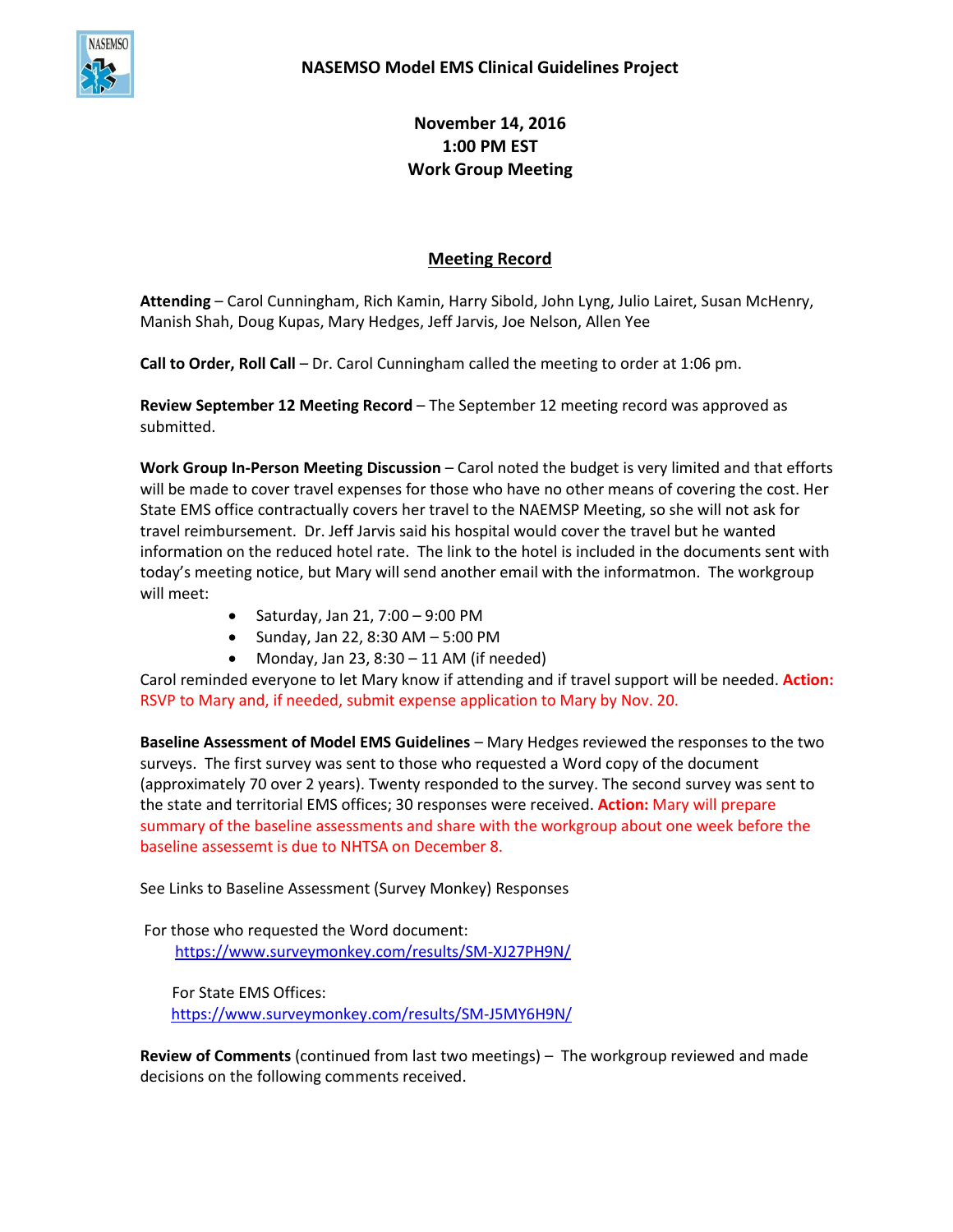# NASEMSO Model EMS Clinical Guidelines Project

**November 14, 2016**
**1:00 PM EST**
**Work Group Meeting**

## Meeting Record

**Attending** – Carol Cunningham, Rich Kamin, Harry Sibold, John Lyng, Julio Lairet, Susan McHenry, Manish Shah, Doug Kupas, Mary Hedges, Jeff Jarvis, Joe Nelson, Allen Yee

**Call to Order, Roll Call** – Dr. Carol Cunningham called the meeting to order at 1:06 pm.

**Review September 12 Meeting Record** – The September 12 meeting record was approved as submitted.

**Work Group In-Person Meeting Discussion** – Carol noted the budget is very limited and that efforts will be made to cover travel expenses for those who have no other means of covering the cost. Her State EMS office contractually covers her travel to the NAEMSP Meeting, so she will not ask for travel reimbursement. Dr. Jeff Jarvis said his hospital would cover the travel but he wanted information on the reduced hotel rate. The link to the hotel is included in the documents sent with today's meeting notice, but Mary will send another email with the informatmon. The workgroup will meet:

- Saturday, Jan 21, 7:00 – 9:00 PM
- Sunday, Jan 22, 8:30 AM – 5:00 PM
- Monday, Jan 23, 8:30 – 11 AM (if needed)

Carol reminded everyone to let Mary know if attending and if travel support will be needed. **Action:** RSVP to Mary and, if needed, submit expense application to Mary by Nov. 20.

**Baseline Assessment of Model EMS Guidelines** – Mary Hedges reviewed the responses to the two surveys. The first survey was sent to those who requested a Word copy of the document (approximately 70 over 2 years). Twenty responded to the survey. The second survey was sent to the state and territorial EMS offices; 30 responses were received. **Action:** Mary will prepare summary of the baseline assessments and share with the workgroup about one week before the baseline assessemt is due to NHTSA on December 8.

See Links to Baseline Assessment (Survey Monkey) Responses

For those who requested the Word document:
https://www.surveymonkey.com/results/SM-XJ27PH9N/

For State EMS Offices:
https://www.surveymonkey.com/results/SM-J5MY6H9N/

**Review of Comments** (continued from last two meetings) – The workgroup reviewed and made decisions on the following comments received.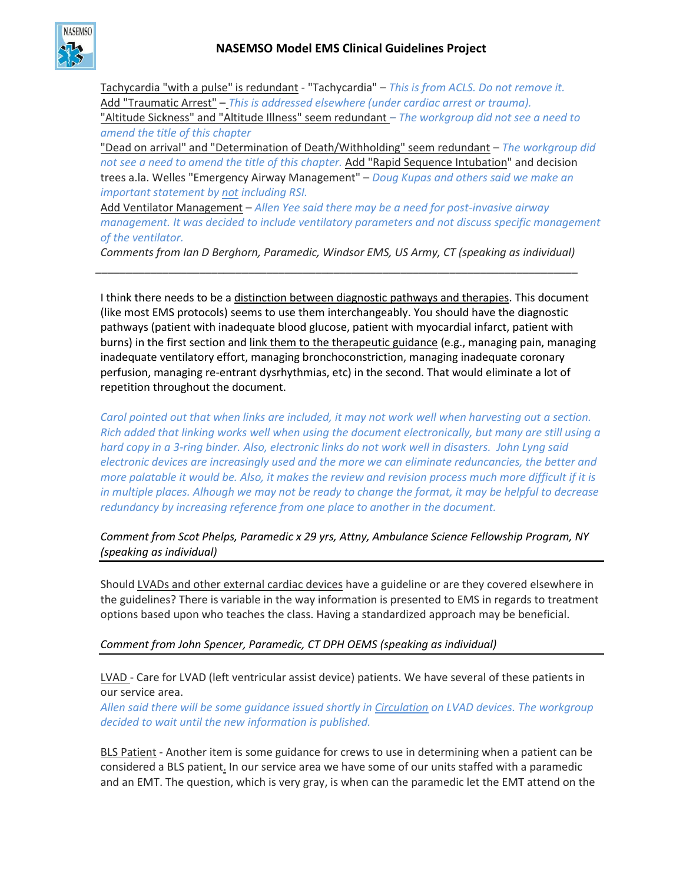Tachycardia "with a pulse" is redundant - "Tachycardia" – *This is from ACLS. Do not remove it.*
Add "Traumatic Arrest" – *This is addressed elsewhere (under cardiac arrest or trauma).*
"Altitude Sickness" and "Altitude Illness" seem redundant – *The workgroup did not see a need to amend the title of this chapter*
"Dead on arrival" and "Determination of Death/Withholding" seem redundant – *The workgroup did not see a need to amend the title of this chapter.* Add "Rapid Sequence Intubation" and decision trees a.la. Welles "Emergency Airway Management" – *Doug Kupas and others said we make an important statement by not including RSI.*
Add Ventilator Management – *Allen Yee said there may be a need for post-invasive airway management. It was decided to include ventilatory parameters and not discuss specific management of the ventilator.*
*Comments from Ian D Berghorn, Paramedic, Windsor EMS, US Army, CT (speaking as individual)*

---

I think there needs to be a distinction between diagnostic pathways and therapies. This document (like most EMS protocols) seems to use them interchangeably. You should have the diagnostic pathways (patient with inadequate blood glucose, patient with myocardial infarct, patient with burns) in the first section and link them to the therapeutic guidance (e.g., managing pain, managing inadequate ventilatory effort, managing bronchoconstriction, managing inadequate coronary perfusion, managing re-entrant dysrhythmias, etc) in the second. That would eliminate a lot of repetition throughout the document.

*Carol pointed out that when links are included, it may not work well when harvesting out a section. Rich added that linking works well when using the document electronically, but many are still using a hard copy in a 3-ring binder. Also, electronic links do not work well in disasters. John Lyng said electronic devices are increasingly used and the more we can eliminate reduncancies, the better and more palatable it would be. Also, it makes the review and revision process much more difficult if it is in multiple places. Alhough we may not be ready to change the format, it may be helpful to decrease redundancy by increasing reference from one place to another in the document.*

*Comment from Scot Phelps, Paramedic x 29 yrs, Attny, Ambulance Science Fellowship Program, NY (speaking as individual)*

---

Should LVADs and other external cardiac devices have a guideline or are they covered elsewhere in the guidelines? There is variable in the way information is presented to EMS in regards to treatment options based upon who teaches the class. Having a standardized approach may be beneficial.

*Comment from John Spencer, Paramedic, CT DPH OEMS (speaking as individual)*

---

LVAD - Care for LVAD (left ventricular assist device) patients. We have several of these patients in our service area.
*Allen said there will be some guidance issued shortly in Circulation on LVAD devices. The workgroup decided to wait until the new information is published.*

BLS Patient - Another item is some guidance for crews to use in determining when a patient can be considered a BLS patient. In our service area we have some of our units staffed with a paramedic and an EMT. The question, which is very gray, is when can the paramedic let the EMT attend on the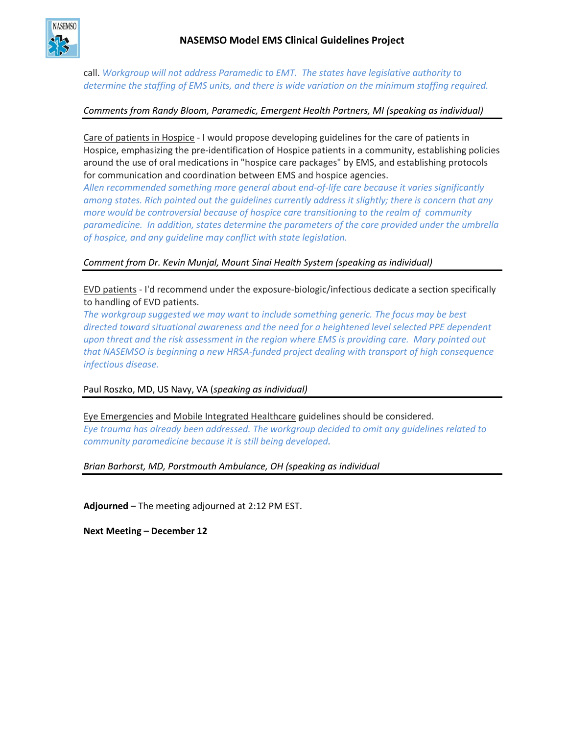call. *Workgroup will not address Paramedic to EMT. The states have legislative authority to determine the staffing of EMS units, and there is wide variation on the minimum staffing required.*

*Comments from Randy Bloom, Paramedic, Emergent Health Partners, MI (speaking as individual)*

---

Care of patients in Hospice - I would propose developing guidelines for the care of patients in Hospice, emphasizing the pre-identification of Hospice patients in a community, establishing policies around the use of oral medications in "hospice care packages" by EMS, and establishing protocols for communication and coordination between EMS and hospice agencies.
*Allen recommended something more general about end-of-life care because it varies significantly among states. Rich pointed out the guidelines currently address it slightly; there is concern that any more would be controversial because of hospice care transitioning to the realm of community paramedicine. In addition, states determine the parameters of the care provided under the umbrella of hospice, and any guideline may conflict with state legislation.*

*Comment from Dr. Kevin Munjal, Mount Sinai Health System (speaking as individual)*

---

EVD patients - I'd recommend under the exposure-biologic/infectious dedicate a section specifically to handling of EVD patients.
*The workgroup suggested we may want to include something generic. The focus may be best directed toward situational awareness and the need for a heightened level selected PPE dependent upon threat and the risk assessment in the region where EMS is providing care. Mary pointed out that NASEMSO is beginning a new HRSA-funded project dealing with transport of high consequence infectious disease.*

Paul Roszko, MD, US Navy, VA (*speaking as individual)*

---

Eye Emergencies and Mobile Integrated Healthcare guidelines should be considered.
*Eye trauma has already been addressed. The workgroup decided to omit any guidelines related to community paramedicine because it is still being developed.*

*Brian Barhorst, MD, Porstmouth Ambulance, OH (speaking as individual*

---

**Adjourned** – The meeting adjourned at 2:12 PM EST.

**Next Meeting – December 12**